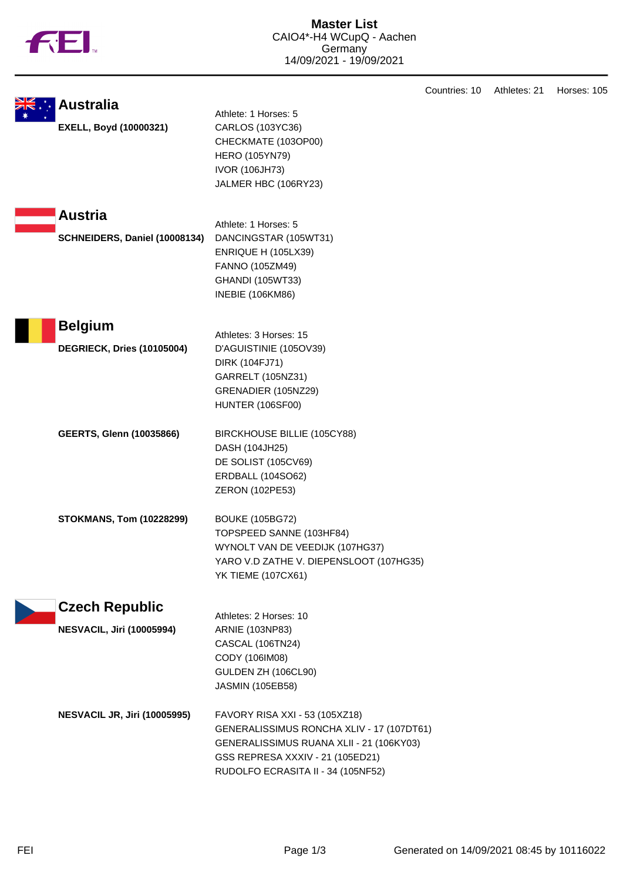# Master List

CAIO4*-H4 WCupQ - Aachen
Germany
14/09/2021 - 19/09/2021

Countries: 10 Athletes: 21 Horses: 105

## Australia

Athlete: 1 Horses: 5

**EXELL, Boyd (10000321)**
- CARLOS (103YC36)
- CHECKMATE (103OP00)
- HERO (105YN79)
- IVOR (106JH73)
- JALMER HBC (106RY23)

## Austria

Athlete: 1 Horses: 5

**SCHNEIDERS, Daniel (10008134)**
- DANCINGSTAR (105WT31)
- ENRIQUE H (105LX39)
- FANNO (105ZM49)
- GHANDI (105WT33)
- INEBIE (106KM86)

## Belgium

Athletes: 3 Horses: 15

**DEGRIECK, Dries (10105004)**
- D'AGUISTINIE (105OV39)
- DIRK (104FJ71)
- GARRELT (105NZ31)
- GRENADIER (105NZ29)
- HUNTER (106SF00)

**GEERTS, Glenn (10035866)**
- BIRCKHOUSE BILLIE (105CY88)
- DASH (104JH25)
- DE SOLIST (105CV69)
- ERDBALL (104SO62)
- ZERON (102PE53)

**STOKMANS, Tom (10228299)**
- BOUKE (105BG72)
- TOPSPEED SANNE (103HF84)
- WYNOLT VAN DE VEEDIJK (107HG37)
- YARO V.D ZATHE V. DIEPENSLOOT (107HG35)
- YK TIEME (107CX61)

## Czech Republic

Athletes: 2 Horses: 10

**NESVACIL, Jiri (10005994)**
- ARNIE (103NP83)
- CASCAL (106TN24)
- CODY (106IM08)
- GULDEN ZH (106CL90)
- JASMIN (105EB58)

**NESVACIL JR, Jiri (10005995)**
- FAVORY RISA XXI - 53 (105XZ18)
- GENERALISSIMUS RONCHA XLIV - 17 (107DT61)
- GENERALISSIMUS RUANA XLII - 21 (106KY03)
- GSS REPRESA XXXIV - 21 (105ED21)
- RUDOLFO ECRASITA II - 34 (105NF52)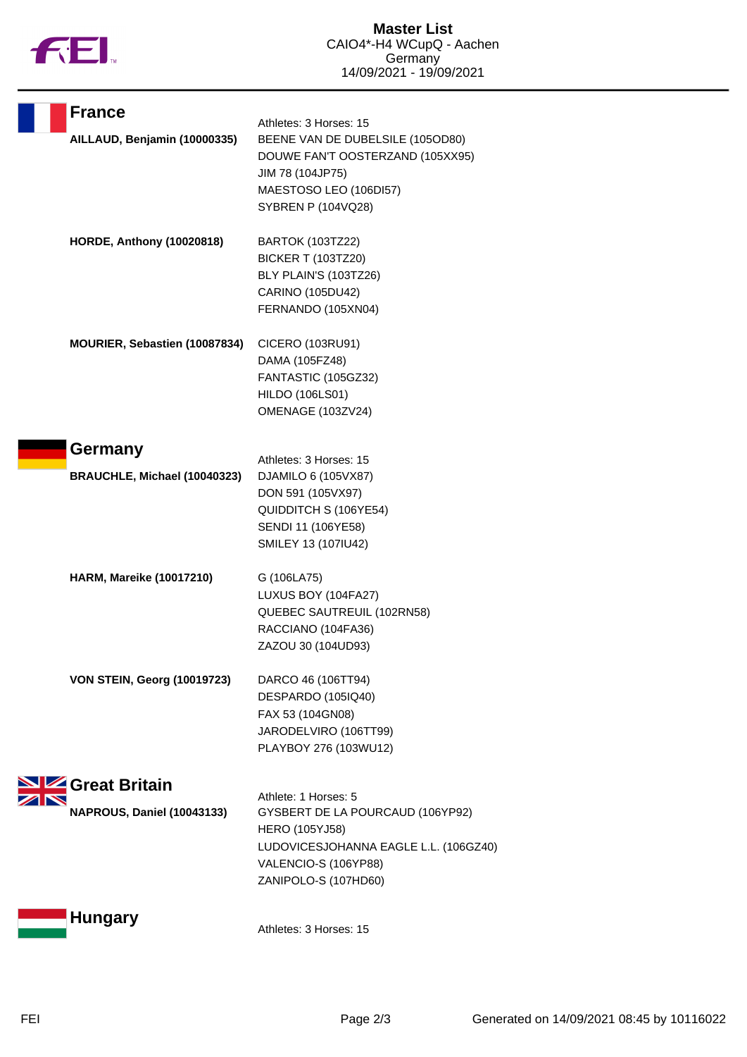## France

Athletes: 3 Horses: 15

**AILLAUD, Benjamin (10000335)**
- BEENE VAN DE DUBELSILE (105OD80)
- DOUWE FAN'T OOSTERZAND (105XX95)
- JIM 78 (104JP75)
- MAESTOSO LEO (106DI57)
- SYBREN P (104VQ28)

**HORDE, Anthony (10020818)**
- BARTOK (103TZ22)
- BICKER T (103TZ20)
- BLY PLAIN'S (103TZ26)
- CARINO (105DU42)
- FERNANDO (105XN04)

**MOURIER, Sebastien (10087834)**
- CICERO (103RU91)
- DAMA (105FZ48)
- FANTASTIC (105GZ32)
- HILDO (106LS01)
- OMENAGE (103ZV24)

## Germany

Athletes: 3 Horses: 15

**BRAUCHLE, Michael (10040323)**
- DJAMILO 6 (105VX87)
- DON 591 (105VX97)
- QUIDDITCH S (106YE54)
- SENDI 11 (106YE58)
- SMILEY 13 (107IU42)

**HARM, Mareike (10017210)**
- G (106LA75)
- LUXUS BOY (104FA27)
- QUEBEC SAUTREUIL (102RN58)
- RACCIANO (104FA36)
- ZAZOU 30 (104UD93)

**VON STEIN, Georg (10019723)**
- DARCO 46 (106TT94)
- DESPARDO (105IQ40)
- FAX 53 (104GN08)
- JARODELVIRO (106TT99)
- PLAYBOY 276 (103WU12)

## Great Britain

Athlete: 1 Horses: 5

**NAPROUS, Daniel (10043133)**
- GYSBERT DE LA POURCAUD (106YP92)
- HERO (105YJ58)
- LUDOVICESJOHANNA EAGLE L.L. (106GZ40)
- VALENCIO-S (106YP88)
- ZANIPOLO-S (107HD60)

## Hungary

Athletes: 3 Horses: 15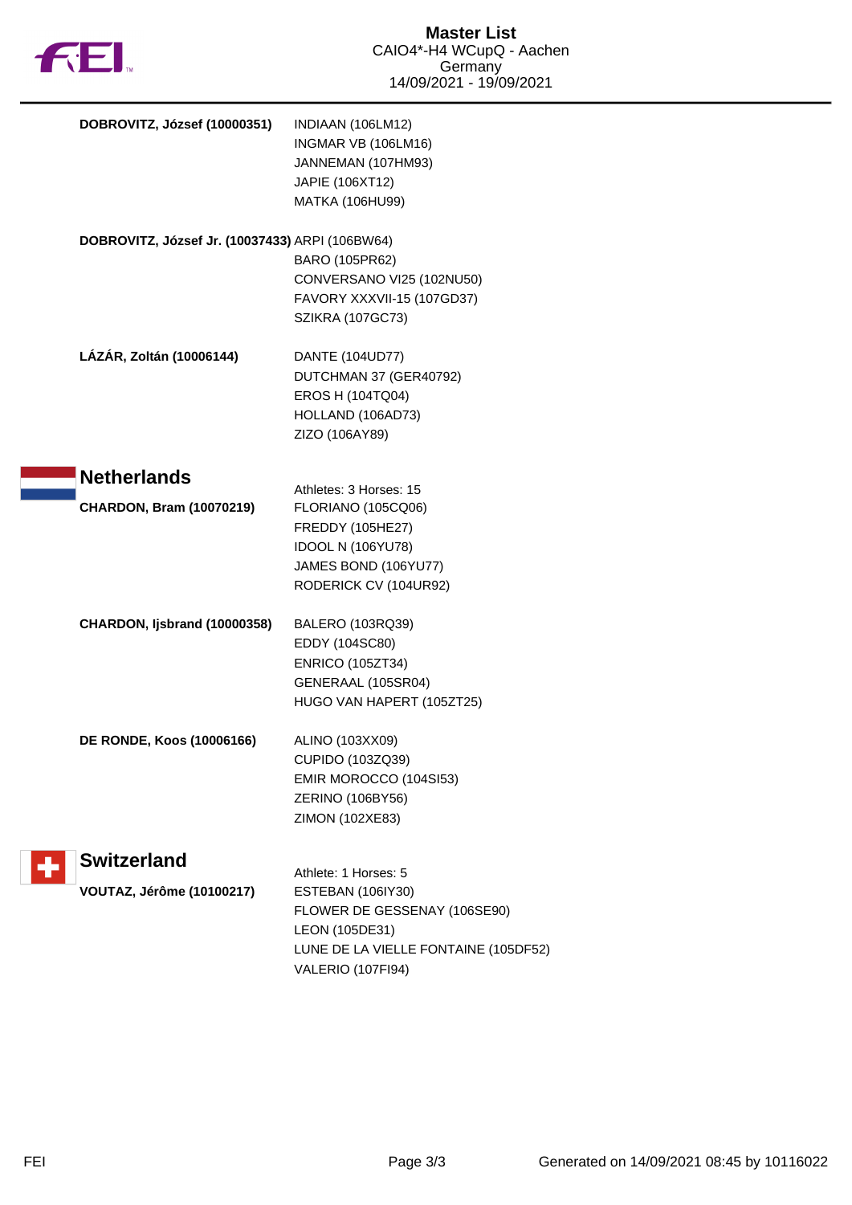**Master List**
CAIO4*-H4 WCupQ - Aachen
Germany
14/09/2021 - 19/09/2021

**DOBROVITZ, József (10000351)**
INDIAAN (106LM12)
INGMAR VB (106LM16)
JANNEMAN (107HM93)
JAPIE (106XT12)
MATKA (106HU99)

**DOBROVITZ, József Jr. (10037433)**
ARPI (106BW64)
BARO (105PR62)
CONVERSANO VI25 (102NU50)
FAVORY XXXVII-15 (107GD37)
SZIKRA (107GC73)

**LÁZÁR, Zoltán (10006144)**
DANTE (104UD77)
DUTCHMAN 37 (GER40792)
EROS H (104TQ04)
HOLLAND (106AD73)
ZIZO (106AY89)

## Netherlands

Athletes: 3 Horses: 15

**CHARDON, Bram (10070219)**
FLORIANO (105CQ06)
FREDDY (105HE27)
IDOOL N (106YU78)
JAMES BOND (106YU77)
RODERICK CV (104UR92)

**CHARDON, Ijsbrand (10000358)**
BALERO (103RQ39)
EDDY (104SC80)
ENRICO (105ZT34)
GENERAAL (105SR04)
HUGO VAN HAPERT (105ZT25)

**DE RONDE, Koos (10006166)**
ALINO (103XX09)
CUPIDO (103ZQ39)
EMIR MOROCCO (104SI53)
ZERINO (106BY56)
ZIMON (102XE83)

## Switzerland

Athlete: 1 Horses: 5

**VOUTAZ, Jérôme (10100217)**
ESTEBAN (106IY30)
FLOWER DE GESSENAY (106SE90)
LEON (105DE31)
LUNE DE LA VIELLE FONTAINE (105DF52)
VALERIO (107FI94)